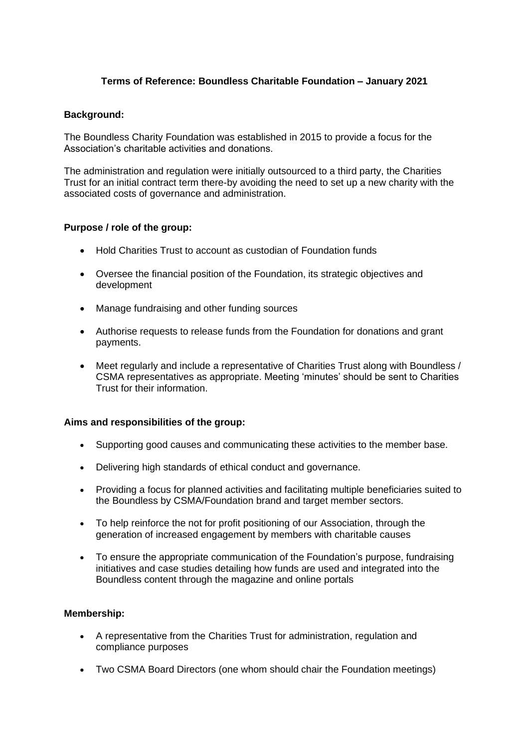# Terms of Reference: Boundless Charitable Foundation – January 2021

**Background:**

The Boundless Charity Foundation was established in 2015 to provide a focus for the Association's charitable activities and donations.

The administration and regulation were initially outsourced to a third party, the Charities Trust for an initial contract term there-by avoiding the need to set up a new charity with the associated costs of governance and administration.

**Purpose / role of the group:**

- Hold Charities Trust to account as custodian of Foundation funds
- Oversee the financial position of the Foundation, its strategic objectives and development
- Manage fundraising and other funding sources
- Authorise requests to release funds from the Foundation for donations and grant payments.
- Meet regularly and include a representative of Charities Trust along with Boundless / CSMA representatives as appropriate. Meeting 'minutes' should be sent to Charities Trust for their information.

**Aims and responsibilities of the group:**

- Supporting good causes and communicating these activities to the member base.
- Delivering high standards of ethical conduct and governance.
- Providing a focus for planned activities and facilitating multiple beneficiaries suited to the Boundless by CSMA/Foundation brand and target member sectors.
- To help reinforce the not for profit positioning of our Association, through the generation of increased engagement by members with charitable causes
- To ensure the appropriate communication of the Foundation's purpose, fundraising initiatives and case studies detailing how funds are used and integrated into the Boundless content through the magazine and online portals

**Membership:**

- A representative from the Charities Trust for administration, regulation and compliance purposes
- Two CSMA Board Directors (one whom should chair the Foundation meetings)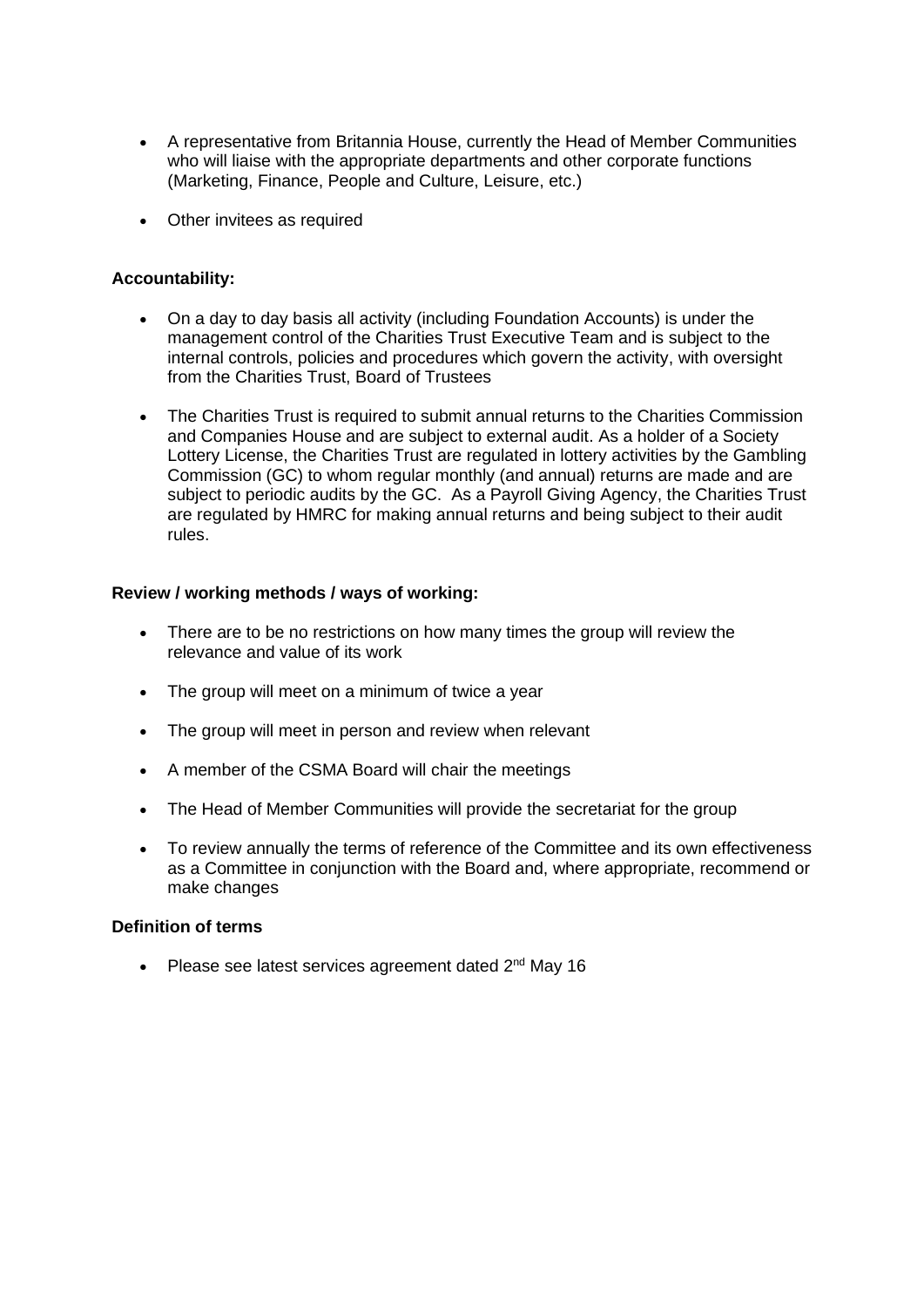- A representative from Britannia House, currently the Head of Member Communities who will liaise with the appropriate departments and other corporate functions (Marketing, Finance, People and Culture, Leisure, etc.)
- Other invitees as required

**Accountability:**

- On a day to day basis all activity (including Foundation Accounts) is under the management control of the Charities Trust Executive Team and is subject to the internal controls, policies and procedures which govern the activity, with oversight from the Charities Trust, Board of Trustees
- The Charities Trust is required to submit annual returns to the Charities Commission and Companies House and are subject to external audit. As a holder of a Society Lottery License, the Charities Trust are regulated in lottery activities by the Gambling Commission (GC) to whom regular monthly (and annual) returns are made and are subject to periodic audits by the GC. As a Payroll Giving Agency, the Charities Trust are regulated by HMRC for making annual returns and being subject to their audit rules.

**Review / working methods / ways of working:**

- There are to be no restrictions on how many times the group will review the relevance and value of its work
- The group will meet on a minimum of twice a year
- The group will meet in person and review when relevant
- A member of the CSMA Board will chair the meetings
- The Head of Member Communities will provide the secretariat for the group
- To review annually the terms of reference of the Committee and its own effectiveness as a Committee in conjunction with the Board and, where appropriate, recommend or make changes

**Definition of terms**

- Please see latest services agreement dated 2nd May 16